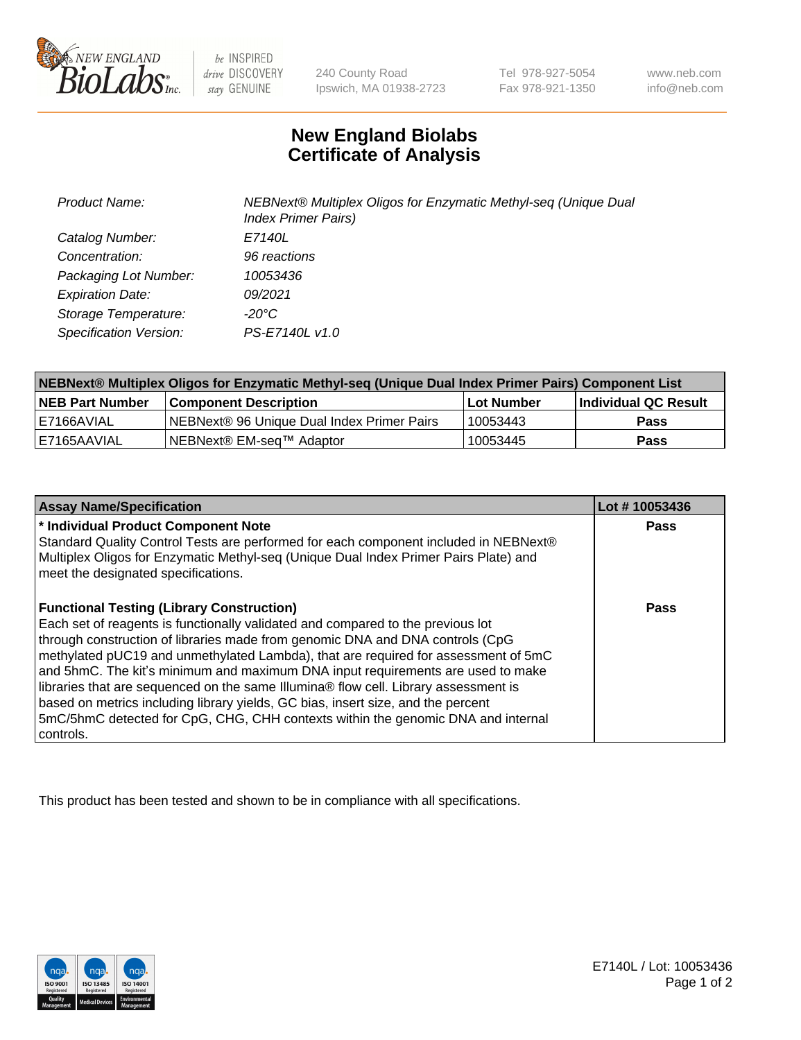# New England Biolabs Certificate of Analysis

| | |
|---|---|
| *Product Name:* | *NEBNext® Multiplex Oligos for Enzymatic Methyl-seq (Unique Dual Index Primer Pairs)* |
| *Catalog Number:* | *E7140L* |
| *Concentration:* | *96 reactions* |
| *Packaging Lot Number:* | *10053436* |
| *Expiration Date:* | *09/2021* |
| *Storage Temperature:* | *-20°C* |
| *Specification Version:* | *PS-E7140L v1.0* |

| NEBNext® Multiplex Oligos for Enzymatic Methyl-seq (Unique Dual Index Primer Pairs) Component List | | | |
|---|---|---|---|
| **NEB Part Number** | **Component Description** | **Lot Number** | **Individual QC Result** |
| E7166AVIAL | NEBNext® 96 Unique Dual Index Primer Pairs | 10053443 | **Pass** |
| E7165AAVIAL | NEBNext® EM-seq™ Adaptor | 10053445 | **Pass** |

| Assay Name/Specification | Lot # 10053436 |
|---|---|
| **\* Individual Product Component Note**<br>Standard Quality Control Tests are performed for each component included in NEBNext® Multiplex Oligos for Enzymatic Methyl-seq (Unique Dual Index Primer Pairs Plate) and meet the designated specifications. | **Pass** |
| **Functional Testing (Library Construction)**<br>Each set of reagents is functionally validated and compared to the previous lot through construction of libraries made from genomic DNA and DNA controls (CpG methylated pUC19 and unmethylated Lambda), that are required for assessment of 5mC and 5hmC. The kit's minimum and maximum DNA input requirements are used to make libraries that are sequenced on the same Illumina® flow cell. Library assessment is based on metrics including library yields, GC bias, insert size, and the percent 5mC/5hmC detected for CpG, CHG, CHH contexts within the genomic DNA and internal controls. | **Pass** |

This product has been tested and shown to be in compliance with all specifications.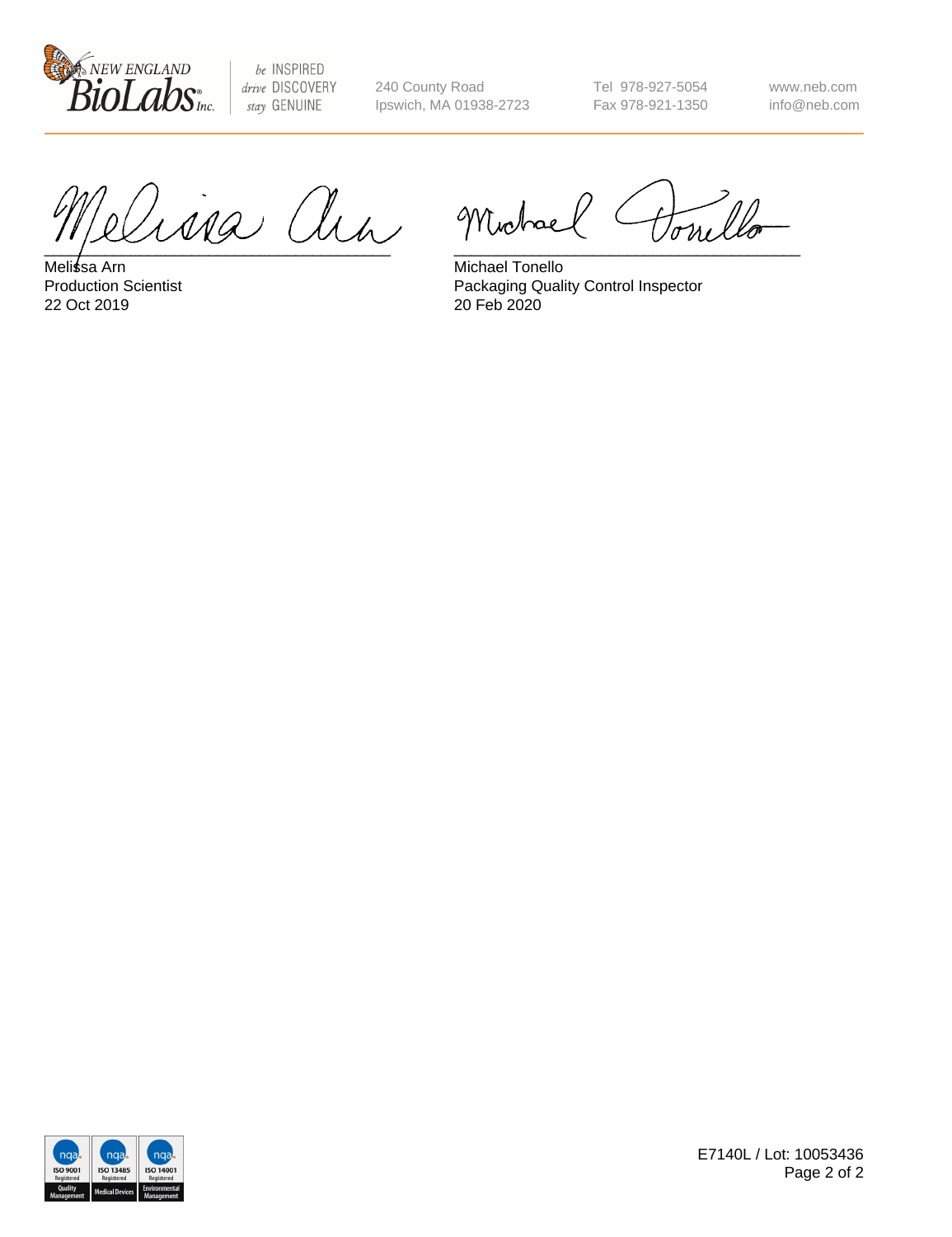Melissa Arn
Production Scientist
22 Oct 2019

Michael Tonello
Packaging Quality Control Inspector
20 Feb 2020

E7140L / Lot: 10053436